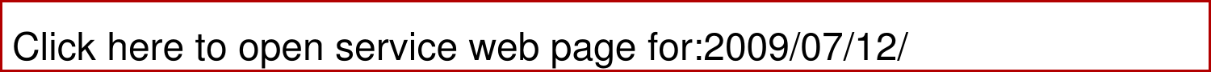Click here to open service web page for:2009/07/12/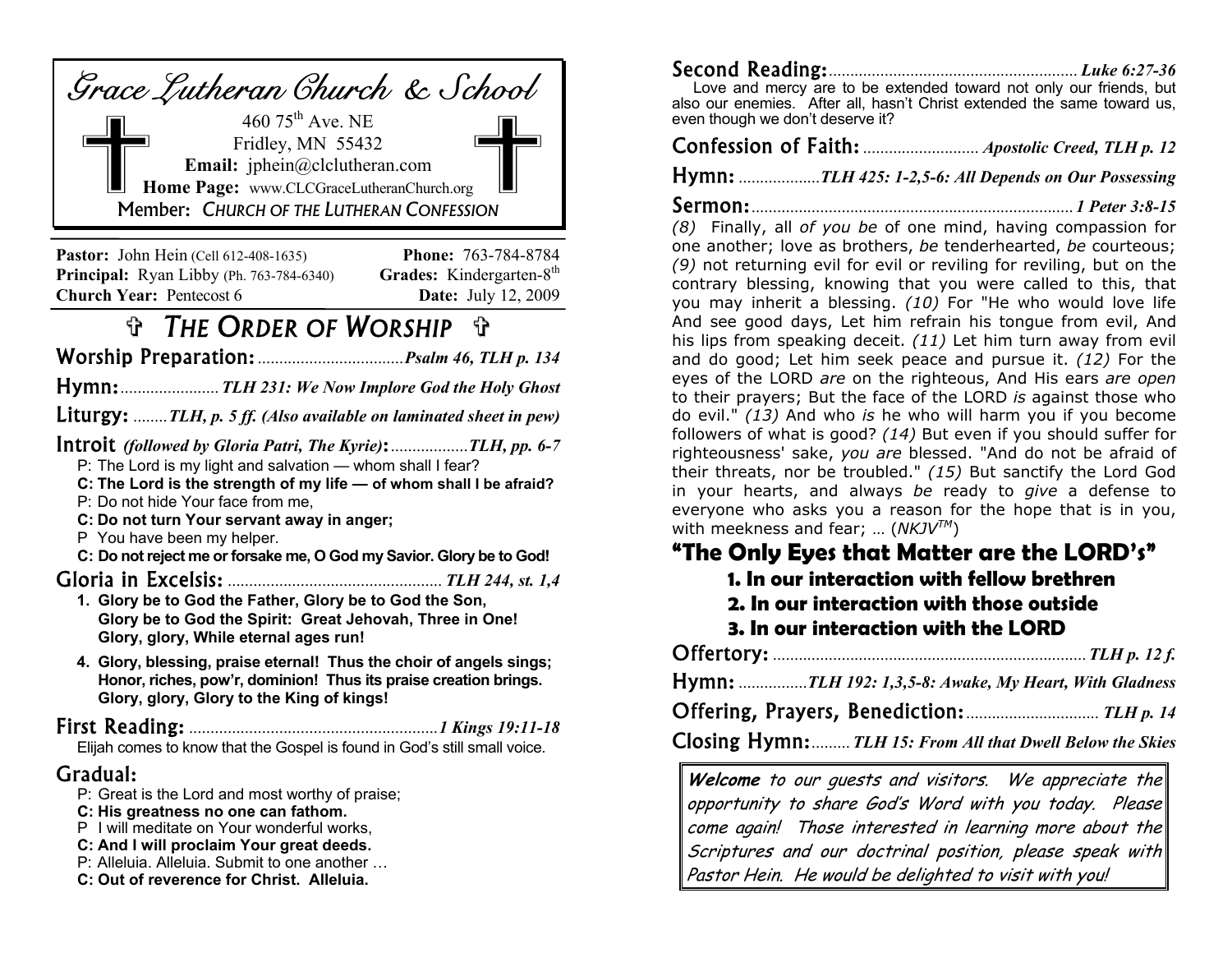# Grace Lutheran Church & School

460 75th Ave. NE
Fridley, MN 55432
**Email:** jphein@clclutheran.com
**Home Page:** www.CLCGraceLutheranChurch.org
Member: *CHURCH OF THE LUTHERAN CONFESSION*

**Pastor:** John Hein (Cell 612-408-1635) **Phone:** 763-784-8784
**Principal:** Ryan Libby (Ph. 763-784-6340) **Grades:** Kindergarten-8th
**Church Year:** Pentecost 6 **Date:** July 12, 2009

## ✞ *THE ORDER OF WORSHIP* ✞

**Worship Preparation:** ................................. *Psalm 46, TLH p. 134*

**Hymn:** ...................... *TLH 231: We Now Implore God the Holy Ghost*

**Liturgy:** ........ *TLH, p. 5 ff. (Also available on laminated sheet in pew)*

**Introit** *(followed by Gloria Patri, The Kyrie)***:** ................. *TLH, pp. 6-7*

P: The Lord is my light and salvation — whom shall I fear?
**C: The Lord is the strength of my life — of whom shall I be afraid?**
P: Do not hide Your face from me,
**C: Do not turn Your servant away in anger;**
P You have been my helper.
**C: Do not reject me or forsake me, O God my Savior. Glory be to God!**

**Gloria in Excelsis:** ................................................. *TLH 244, st. 1,4*

1. **Glory be to God the Father, Glory be to God the Son, Glory be to God the Spirit: Great Jehovah, Three in One! Glory, glory, While eternal ages run!**
4. **Glory, blessing, praise eternal! Thus the choir of angels sings; Honor, riches, pow'r, dominion! Thus its praise creation brings. Glory, glory, Glory to the King of kings!**

**First Reading:** .......................................................... *1 Kings 19:11-18*

Elijah comes to know that the Gospel is found in God's still small voice.

**Gradual:**

P: Great is the Lord and most worthy of praise;
**C: His greatness no one can fathom.**
P I will meditate on Your wonderful works,
**C: And I will proclaim Your great deeds.**
P: Alleluia. Alleluia. Submit to one another …
**C: Out of reverence for Christ. Alleluia.**

**Second Reading:** ......................................................... *Luke 6:27-36*

Love and mercy are to be extended toward not only our friends, but also our enemies. After all, hasn't Christ extended the same toward us, even though we don't deserve it?

**Confession of Faith:** .......................... *Apostolic Creed, TLH p. 12*

**Hymn:** .................. *TLH 425: 1-2,5-6: All Depends on Our Possessing*

**Sermon:** ........................................................................ *1 Peter 3:8-15*

*(8)* Finally, all *of you be* of one mind, having compassion for one another; love as brothers, *be* tenderhearted, *be* courteous; *(9)* not returning evil for evil or reviling for reviling, but on the contrary blessing, knowing that you were called to this, that you may inherit a blessing. *(10)* For "He who would love life And see good days, Let him refrain his tongue from evil, And his lips from speaking deceit. *(11)* Let him turn away from evil and do good; Let him seek peace and pursue it. *(12)* For the eyes of the LORD *are* on the righteous, And His ears *are open* to their prayers; But the face of the LORD *is* against those who do evil." *(13)* And who *is* he who will harm you if you become followers of what is good? *(14)* But even if you should suffer for righteousness' sake, *you are* blessed. "And do not be afraid of their threats, nor be troubled." *(15)* But sanctify the Lord God in your hearts, and always *be* ready to *give* a defense to everyone who asks you a reason for the hope that is in you, with meekness and fear; … (*NKJV™*)

### "The Only Eyes that Matter are the LORD's"

1. **In our interaction with fellow brethren**
2. **In our interaction with those outside**
3. **In our interaction with the LORD**

**Offertory:** ....................................................................... *TLH p. 12 f.*

**Hymn:** ................ *TLH 192: 1,3,5-8: Awake, My Heart, With Gladness*

**Offering, Prayers, Benediction:** .............................. *TLH p. 14*

**Closing Hymn:** ......... *TLH 15: From All that Dwell Below the Skies*

***Welcome*** *to our guests and visitors. We appreciate the opportunity to share God's Word with you today. Please come again! Those interested in learning more about the Scriptures and our doctrinal position, please speak with Pastor Hein. He would be delighted to visit with you!*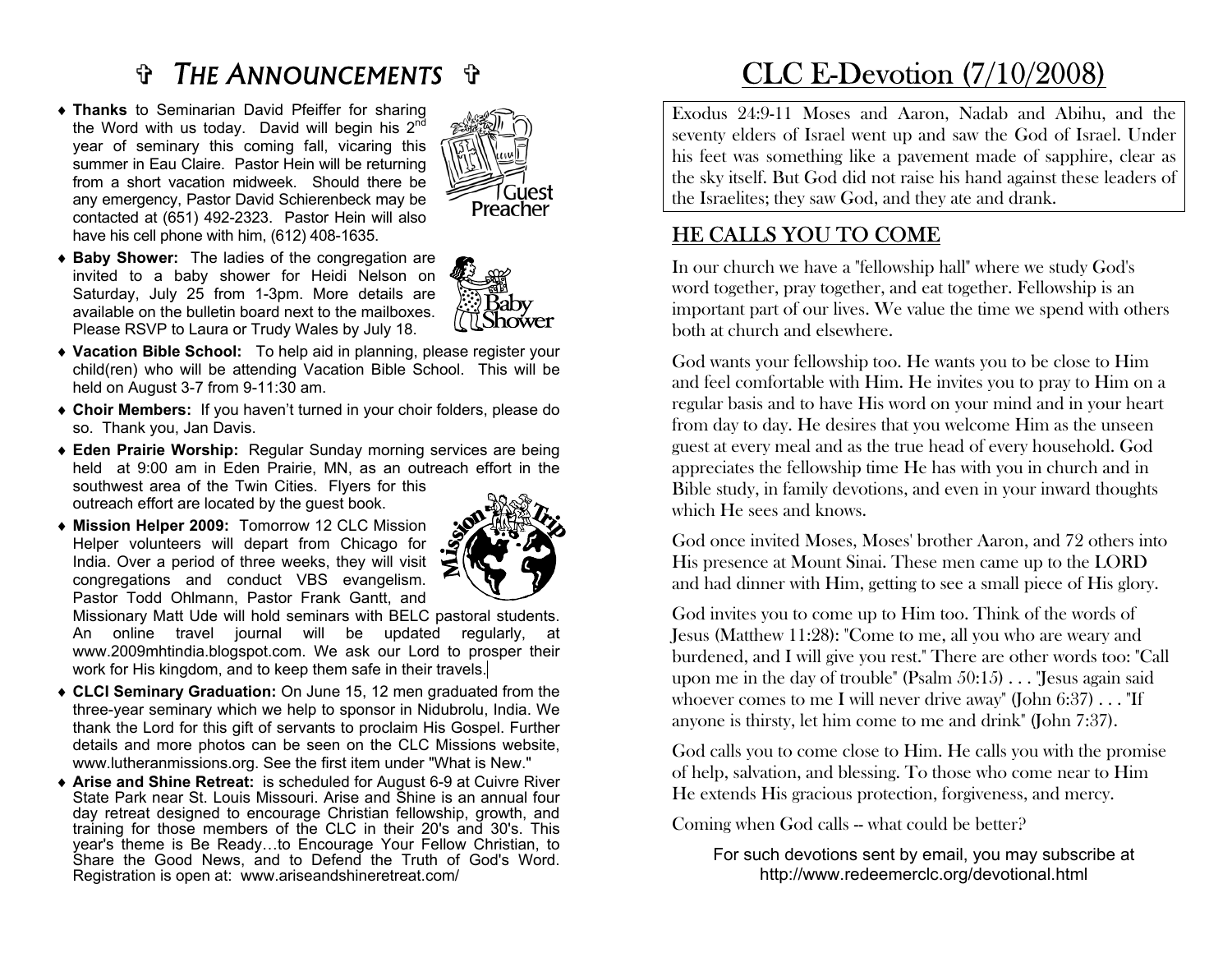# ✞ *THE ANNOUNCEMENTS* ✞

- **Thanks** to Seminarian David Pfeiffer for sharing the Word with us today. David will begin his 2nd year of seminary this coming fall, vicaring this summer in Eau Claire. Pastor Hein will be returning from a short vacation midweek. Should there be any emergency, Pastor David Schierenbeck may be contacted at (651) 492-2323. Pastor Hein will also have his cell phone with him, (612) 408-1635.
- **Baby Shower:** The ladies of the congregation are invited to a baby shower for Heidi Nelson on Saturday, July 25 from 1-3pm. More details are available on the bulletin board next to the mailboxes. Please RSVP to Laura or Trudy Wales by July 18.
- **Vacation Bible School:** To help aid in planning, please register your child(ren) who will be attending Vacation Bible School. This will be held on August 3-7 from 9-11:30 am.
- **Choir Members:** If you haven't turned in your choir folders, please do so. Thank you, Jan Davis.
- **Eden Prairie Worship:** Regular Sunday morning services are being held at 9:00 am in Eden Prairie, MN, as an outreach effort in the southwest area of the Twin Cities. Flyers for this outreach effort are located by the guest book.
- **Mission Helper 2009:** Tomorrow 12 CLC Mission Helper volunteers will depart from Chicago for India. Over a period of three weeks, they will visit congregations and conduct VBS evangelism. Pastor Todd Ohlmann, Pastor Frank Gantt, and Missionary Matt Ude will hold seminars with BELC pastoral students. An online travel journal will be updated regularly, at www.2009mhtindia.blogspot.com. We ask our Lord to prosper their work for His kingdom, and to keep them safe in their travels.
- **CLCI Seminary Graduation:** On June 15, 12 men graduated from the three-year seminary which we help to sponsor in Nidubrolu, India. We thank the Lord for this gift of servants to proclaim His Gospel. Further details and more photos can be seen on the CLC Missions website, www.lutheranmissions.org. See the first item under "What is New."
- **Arise and Shine Retreat:** is scheduled for August 6-9 at Cuivre River State Park near St. Louis Missouri. Arise and Shine is an annual four day retreat designed to encourage Christian fellowship, growth, and training for those members of the CLC in their 20's and 30's. This year's theme is Be Ready…to Encourage Your Fellow Christian, to Share the Good News, and to Defend the Truth of God's Word. Registration is open at: www.ariseandshineretreat.com/

# CLC E-Devotion (7/10/2008)

Exodus 24:9-11 Moses and Aaron, Nadab and Abihu, and the seventy elders of Israel went up and saw the God of Israel. Under his feet was something like a pavement made of sapphire, clear as the sky itself. But God did not raise his hand against these leaders of the Israelites; they saw God, and they ate and drank.

## HE CALLS YOU TO COME

In our church we have a "fellowship hall" where we study God's word together, pray together, and eat together. Fellowship is an important part of our lives. We value the time we spend with others both at church and elsewhere.

God wants your fellowship too. He wants you to be close to Him and feel comfortable with Him. He invites you to pray to Him on a regular basis and to have His word on your mind and in your heart from day to day. He desires that you welcome Him as the unseen guest at every meal and as the true head of every household. God appreciates the fellowship time He has with you in church and in Bible study, in family devotions, and even in your inward thoughts which He sees and knows.

God once invited Moses, Moses' brother Aaron, and 72 others into His presence at Mount Sinai. These men came up to the LORD and had dinner with Him, getting to see a small piece of His glory.

God invites you to come up to Him too. Think of the words of Jesus (Matthew 11:28): "Come to me, all you who are weary and burdened, and I will give you rest." There are other words too: "Call upon me in the day of trouble" (Psalm 50:15) . . . "Jesus again said whoever comes to me I will never drive away" (John 6:37) . . . "If anyone is thirsty, let him come to me and drink" (John 7:37).

God calls you to come close to Him. He calls you with the promise of help, salvation, and blessing. To those who come near to Him He extends His gracious protection, forgiveness, and mercy.

Coming when God calls -- what could be better?

For such devotions sent by email, you may subscribe at http://www.redeemerclc.org/devotional.html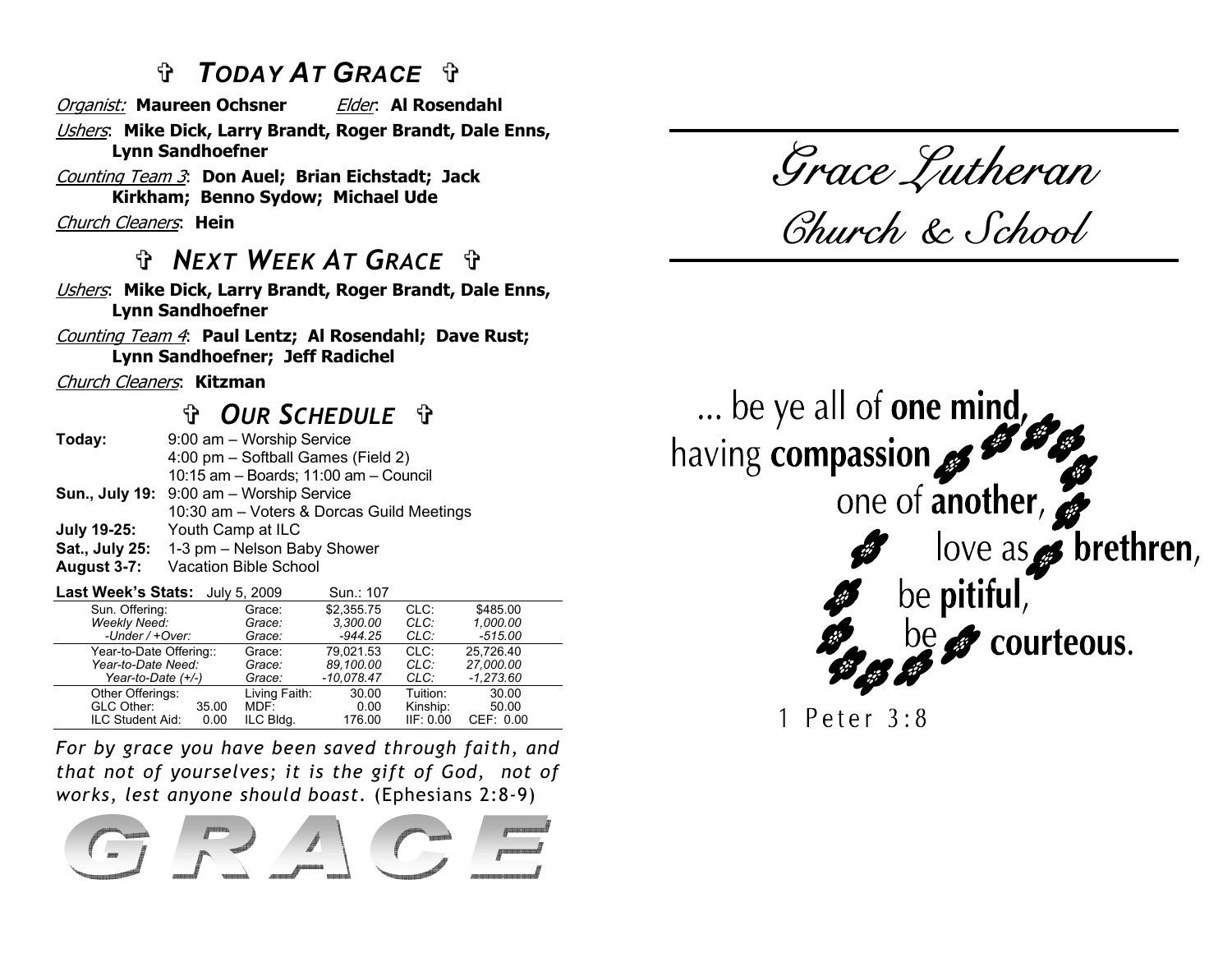## ✞ *TODAY AT GRACE* ✞

*Organist:* **Maureen Ochsner** *Elder*: **Al Rosendahl**

*Ushers*: **Mike Dick, Larry Brandt, Roger Brandt, Dale Enns, Lynn Sandhoefner**

*Counting Team 3*: **Don Auel; Brian Eichstadt; Jack Kirkham; Benno Sydow; Michael Ude**

*Church Cleaners*: **Hein**

## ✞ *NEXT WEEK AT GRACE* ✞

*Ushers*: **Mike Dick, Larry Brandt, Roger Brandt, Dale Enns, Lynn Sandhoefner**

*Counting Team 4*: **Paul Lentz; Al Rosendahl; Dave Rust; Lynn Sandhoefner; Jeff Radichel**

*Church Cleaners*: **Kitzman**

## ✞ *OUR SCHEDULE* ✞

| | |
|---|---|
| **Today:** | 9:00 am – Worship Service |
| | 4:00 pm – Softball Games (Field 2) |
| | 10:15 am – Boards; 11:00 am – Council |
| **Sun., July 19:** | 9:00 am – Worship Service |
| | 10:30 am – Voters & Dorcas Guild Meetings |
| **July 19-25:** | Youth Camp at ILC |
| **Sat., July 25:** | 1-3 pm – Nelson Baby Shower |
| **August 3-7:** | Vacation Bible School |

**Last Week's Stats:** July 5, 2009 Sun.: 107

| | | | | | |
|---|---|---|---|---|---|
| Sun. Offering: | | Grace: | $2,355.75 | CLC: | $485.00 |
| *Weekly Need:* | | *Grace:* | *3,300.00* | *CLC:* | *1,000.00* |
| *-Under / +Over:* | | *Grace:* | *-944.25* | *CLC:* | *-515.00* |
| Year-to-Date Offering:: | | Grace: | 79,021.53 | CLC: | 25,726.40 |
| *Year-to-Date Need:* | | *Grace:* | *89,100.00* | *CLC:* | *27,000.00* |
| *Year-to-Date (+/-)* | | *Grace:* | *-10,078.47* | *CLC:* | *-1,273.60* |
| Other Offerings: | | Living Faith: | 30.00 | Tuition: | 30.00 |
| GLC Other: | 35.00 | MDF: | 0.00 | Kinship: | 50.00 |
| ILC Student Aid: | 0.00 | ILC Bldg. | 176.00 | IIF: 0.00 | CEF: 0.00 |

*For by grace you have been saved through faith, and that not of yourselves; it is the gift of God, not of works, lest anyone should boast.* (Ephesians 2:8-9)

GRACE

# Grace Lutheran Church & School

... be ye all of **one mind**, having **compassion** one of **another**, love as **brethren**, be **pitiful**, be **courteous**.

1 Peter 3:8